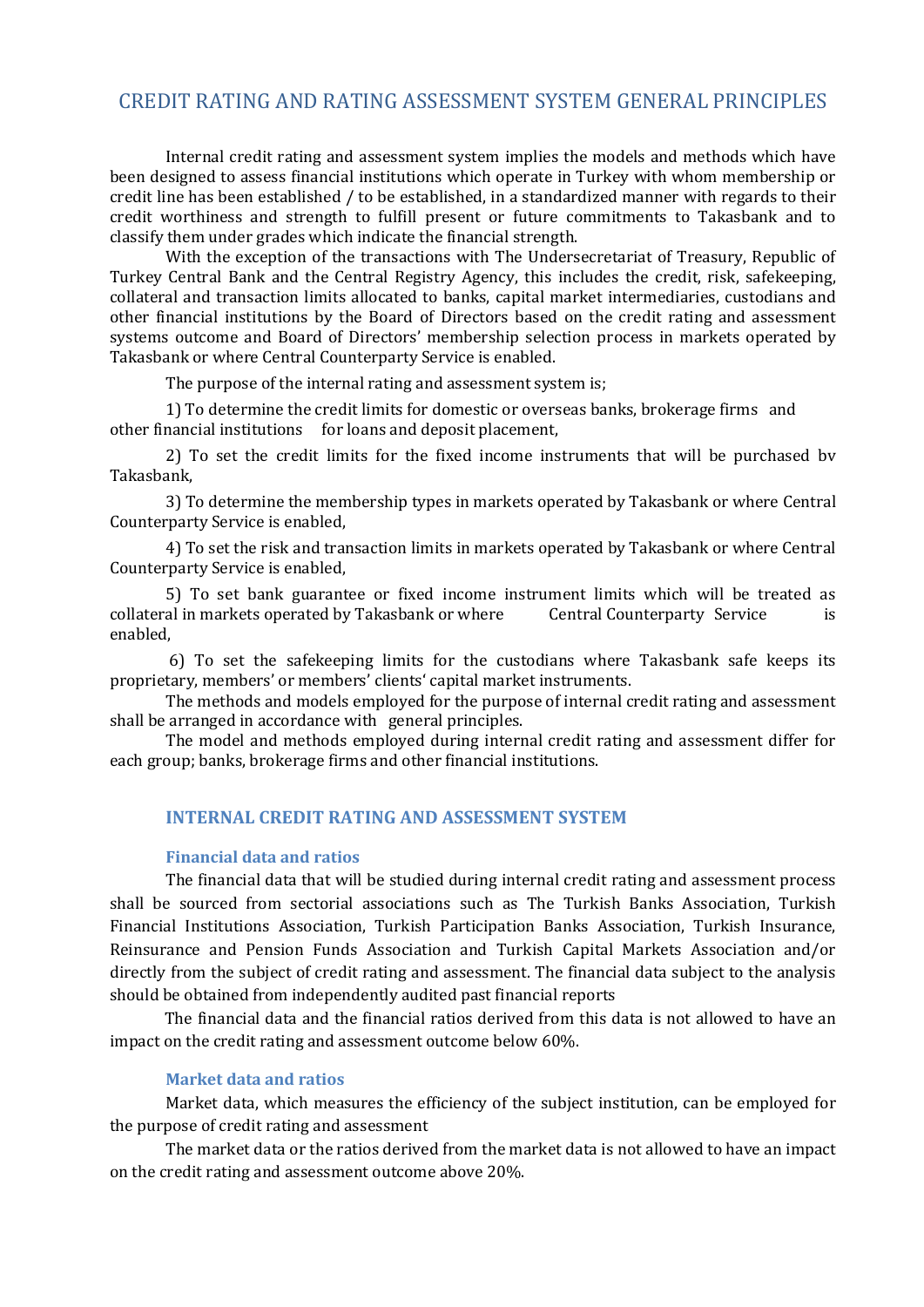# CREDIT RATING AND RATING ASSESSMENT SYSTEM GENERAL PRINCIPLES

Internal credit rating and assessment system implies the models and methods which have been designed to assess financial institutions which operate in Turkey with whom membership or credit line has been established / to be established, in a standardized manner with regards to their credit worthiness and strength to fulfill present or future commitments to Takasbank and to classify them under grades which indicate the financial strength.

With the exception of the transactions with The Undersecretariat of Treasury, Republic of Turkey Central Bank and the Central Registry Agency, this includes the credit, risk, safekeeping, collateral and transaction limits allocated to banks, capital market intermediaries, custodians and other financial institutions by the Board of Directors based on the credit rating and assessment systems outcome and Board of Directors' membership selection process in markets operated by Takasbank or where Central Counterparty Service is enabled.

The purpose of the internal rating and assessment system is;

1) To determine the credit limits for domestic or overseas banks, brokerage firms and other financial institutions for loans and deposit placement,

2) To set the credit limits for the fixed income instruments that will be purchased bv Takasbank,

3) To determine the membership types in markets operated by Takasbank or where Central Counterparty Service is enabled,

4) To set the risk and transaction limits in markets operated by Takasbank or where Central Counterparty Service is enabled,

5) To set bank guarantee or fixed income instrument limits which will be treated as collateral in markets operated by Takasbank or where Central Counterparty Service is enabled,

6) To set the safekeeping limits for the custodians where Takasbank safe keeps its proprietary, members' or members' clients' capital market instruments.

The methods and models employed for the purpose of internal credit rating and assessment shall be arranged in accordance with general principles.

The model and methods employed during internal credit rating and assessment differ for each group; banks, brokerage firms and other financial institutions.

## INTERNAL CREDIT RATING AND ASSESSMENT SYSTEM

### Financial data and ratios

The financial data that will be studied during internal credit rating and assessment process shall be sourced from sectorial associations such as The Turkish Banks Association, Turkish Financial Institutions Association, Turkish Participation Banks Association, Turkish Insurance, Reinsurance and Pension Funds Association and Turkish Capital Markets Association and/or directly from the subject of credit rating and assessment. The financial data subject to the analysis should be obtained from independently audited past financial reports

The financial data and the financial ratios derived from this data is not allowed to have an impact on the credit rating and assessment outcome below 60%.

### Market data and ratios

Market data, which measures the efficiency of the subject institution, can be employed for the purpose of credit rating and assessment

The market data or the ratios derived from the market data is not allowed to have an impact on the credit rating and assessment outcome above 20%.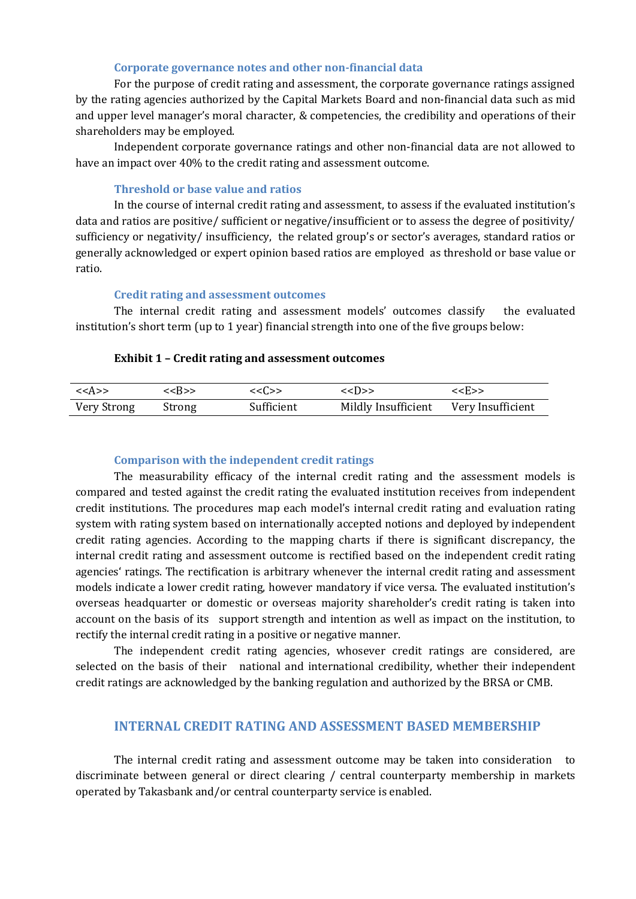### Corporate governance notes and other non-financial data

For the purpose of credit rating and assessment, the corporate governance ratings assigned by the rating agencies authorized by the Capital Markets Board and non-financial data such as mid and upper level manager's moral character, & competencies, the credibility and operations of their shareholders may be employed.

Independent corporate governance ratings and other non-financial data are not allowed to have an impact over 40% to the credit rating and assessment outcome.

### Threshold or base value and ratios

In the course of internal credit rating and assessment, to assess if the evaluated institution's data and ratios are positive/ sufficient or negative/insufficient or to assess the degree of positivity/ sufficiency or negativity/ insufficiency, the related group's or sector's averages, standard ratios or generally acknowledged or expert opinion based ratios are employed as threshold or base value or ratio.

### Credit rating and assessment outcomes

The internal credit rating and assessment models' outcomes classify the evaluated institution's short term (up to 1 year) financial strength into one of the five groups below:

**Exhibit 1 – Credit rating and assessment outcomes**

| <<A>> | <<B>> | <<C>> | <<D>> | <<E>> |
|---|---|---|---|---|
| Very Strong | Strong | Sufficient | Mildly Insufficient | Very Insufficient |

### Comparison with the independent credit ratings

The measurability efficacy of the internal credit rating and the assessment models is compared and tested against the credit rating the evaluated institution receives from independent credit institutions. The procedures map each model's internal credit rating and evaluation rating system with rating system based on internationally accepted notions and deployed by independent credit rating agencies. According to the mapping charts if there is significant discrepancy, the internal credit rating and assessment outcome is rectified based on the independent credit rating agencies' ratings. The rectification is arbitrary whenever the internal credit rating and assessment models indicate a lower credit rating, however mandatory if vice versa. The evaluated institution's overseas headquarter or domestic or overseas majority shareholder's credit rating is taken into account on the basis of its support strength and intention as well as impact on the institution, to rectify the internal credit rating in a positive or negative manner.

The independent credit rating agencies, whosever credit ratings are considered, are selected on the basis of their national and international credibility, whether their independent credit ratings are acknowledged by the banking regulation and authorized by the BRSA or CMB.

## INTERNAL CREDIT RATING AND ASSESSMENT BASED MEMBERSHIP

The internal credit rating and assessment outcome may be taken into consideration to discriminate between general or direct clearing / central counterparty membership in markets operated by Takasbank and/or central counterparty service is enabled.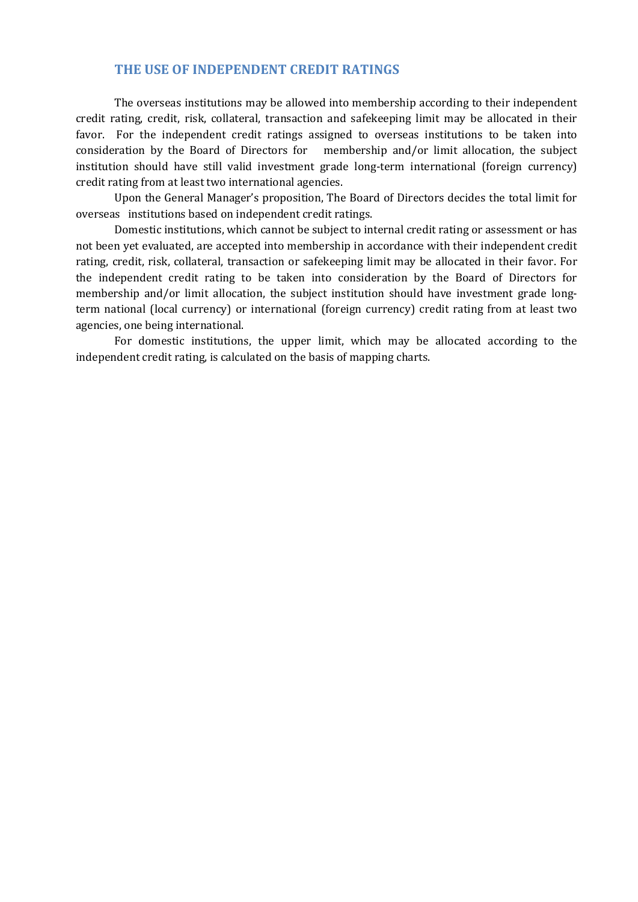## THE USE OF INDEPENDENT CREDIT RATINGS

The overseas institutions may be allowed into membership according to their independent credit rating, credit, risk, collateral, transaction and safekeeping limit may be allocated in their favor. For the independent credit ratings assigned to overseas institutions to be taken into consideration by the Board of Directors for membership and/or limit allocation, the subject institution should have still valid investment grade long-term international (foreign currency) credit rating from at least two international agencies.

Upon the General Manager's proposition, The Board of Directors decides the total limit for overseas institutions based on independent credit ratings.

Domestic institutions, which cannot be subject to internal credit rating or assessment or has not been yet evaluated, are accepted into membership in accordance with their independent credit rating, credit, risk, collateral, transaction or safekeeping limit may be allocated in their favor. For the independent credit rating to be taken into consideration by the Board of Directors for membership and/or limit allocation, the subject institution should have investment grade long-term national (local currency) or international (foreign currency) credit rating from at least two agencies, one being international.

For domestic institutions, the upper limit, which may be allocated according to the independent credit rating, is calculated on the basis of mapping charts.